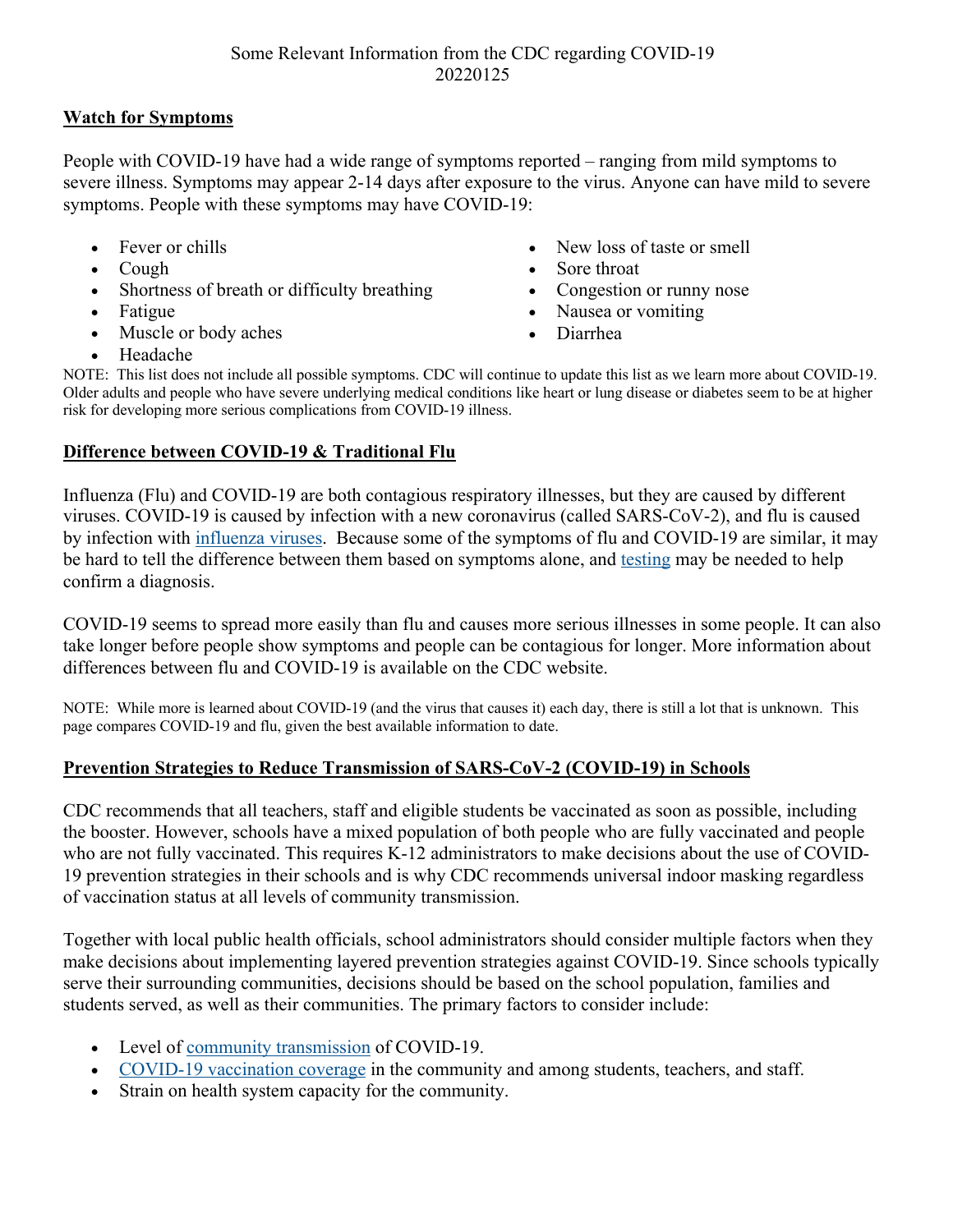Some Relevant Information from the CDC regarding COVID-19
20220125

## Watch for Symptoms

People with COVID-19 have had a wide range of symptoms reported – ranging from mild symptoms to severe illness. Symptoms may appear 2-14 days after exposure to the virus. Anyone can have mild to severe symptoms. People with these symptoms may have COVID-19:

- Fever or chills
- Cough
- Shortness of breath or difficulty breathing
- Fatigue
- Muscle or body aches
- Headache
- New loss of taste or smell
- Sore throat
- Congestion or runny nose
- Nausea or vomiting
- Diarrhea

NOTE: This list does not include all possible symptoms. CDC will continue to update this list as we learn more about COVID-19. Older adults and people who have severe underlying medical conditions like heart or lung disease or diabetes seem to be at higher risk for developing more serious complications from COVID-19 illness.

## Difference between COVID-19 & Traditional Flu

Influenza (Flu) and COVID-19 are both contagious respiratory illnesses, but they are caused by different viruses. COVID-19 is caused by infection with a new coronavirus (called SARS-CoV-2), and flu is caused by infection with influenza viruses. Because some of the symptoms of flu and COVID-19 are similar, it may be hard to tell the difference between them based on symptoms alone, and testing may be needed to help confirm a diagnosis.

COVID-19 seems to spread more easily than flu and causes more serious illnesses in some people. It can also take longer before people show symptoms and people can be contagious for longer. More information about differences between flu and COVID-19 is available on the CDC website.

NOTE: While more is learned about COVID-19 (and the virus that causes it) each day, there is still a lot that is unknown. This page compares COVID-19 and flu, given the best available information to date.

## Prevention Strategies to Reduce Transmission of SARS-CoV-2 (COVID-19) in Schools

CDC recommends that all teachers, staff and eligible students be vaccinated as soon as possible, including the booster. However, schools have a mixed population of both people who are fully vaccinated and people who are not fully vaccinated. This requires K-12 administrators to make decisions about the use of COVID-19 prevention strategies in their schools and is why CDC recommends universal indoor masking regardless of vaccination status at all levels of community transmission.

Together with local public health officials, school administrators should consider multiple factors when they make decisions about implementing layered prevention strategies against COVID-19. Since schools typically serve their surrounding communities, decisions should be based on the school population, families and students served, as well as their communities. The primary factors to consider include:

- Level of community transmission of COVID-19.
- COVID-19 vaccination coverage in the community and among students, teachers, and staff.
- Strain on health system capacity for the community.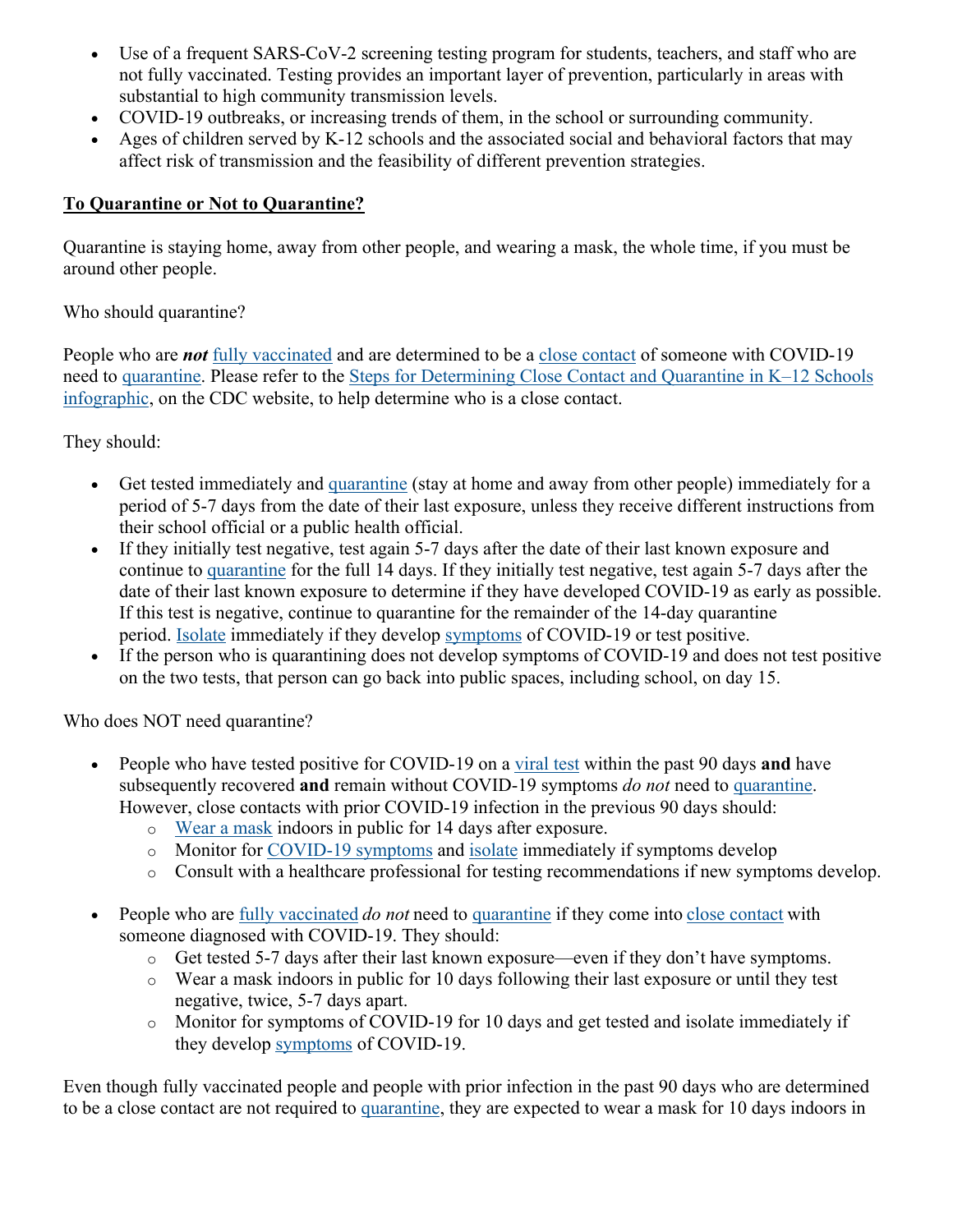- Use of a frequent SARS-CoV-2 screening testing program for students, teachers, and staff who are not fully vaccinated. Testing provides an important layer of prevention, particularly in areas with substantial to high community transmission levels.
- COVID-19 outbreaks, or increasing trends of them, in the school or surrounding community.
- Ages of children served by K-12 schools and the associated social and behavioral factors that may affect risk of transmission and the feasibility of different prevention strategies.

**To Quarantine or Not to Quarantine?**

Quarantine is staying home, away from other people, and wearing a mask, the whole time, if you must be around other people.

Who should quarantine?

People who are ***not*** fully vaccinated and are determined to be a close contact of someone with COVID-19 need to quarantine. Please refer to the Steps for Determining Close Contact and Quarantine in K–12 Schools infographic, on the CDC website, to help determine who is a close contact.

They should:

- Get tested immediately and quarantine (stay at home and away from other people) immediately for a period of 5-7 days from the date of their last exposure, unless they receive different instructions from their school official or a public health official.
- If they initially test negative, test again 5-7 days after the date of their last known exposure and continue to quarantine for the full 14 days. If they initially test negative, test again 5-7 days after the date of their last known exposure to determine if they have developed COVID-19 as early as possible. If this test is negative, continue to quarantine for the remainder of the 14-day quarantine period. Isolate immediately if they develop symptoms of COVID-19 or test positive.
- If the person who is quarantining does not develop symptoms of COVID-19 and does not test positive on the two tests, that person can go back into public spaces, including school, on day 15.

Who does NOT need quarantine?

- People who have tested positive for COVID-19 on a viral test within the past 90 days **and** have subsequently recovered **and** remain without COVID-19 symptoms *do not* need to quarantine. However, close contacts with prior COVID-19 infection in the previous 90 days should:
  - Wear a mask indoors in public for 14 days after exposure.
  - Monitor for COVID-19 symptoms and isolate immediately if symptoms develop
  - Consult with a healthcare professional for testing recommendations if new symptoms develop.

- People who are fully vaccinated *do not* need to quarantine if they come into close contact with someone diagnosed with COVID-19. They should:
  - Get tested 5-7 days after their last known exposure—even if they don't have symptoms.
  - Wear a mask indoors in public for 10 days following their last exposure or until they test negative, twice, 5-7 days apart.
  - Monitor for symptoms of COVID-19 for 10 days and get tested and isolate immediately if they develop symptoms of COVID-19.

Even though fully vaccinated people and people with prior infection in the past 90 days who are determined to be a close contact are not required to quarantine, they are expected to wear a mask for 10 days indoors in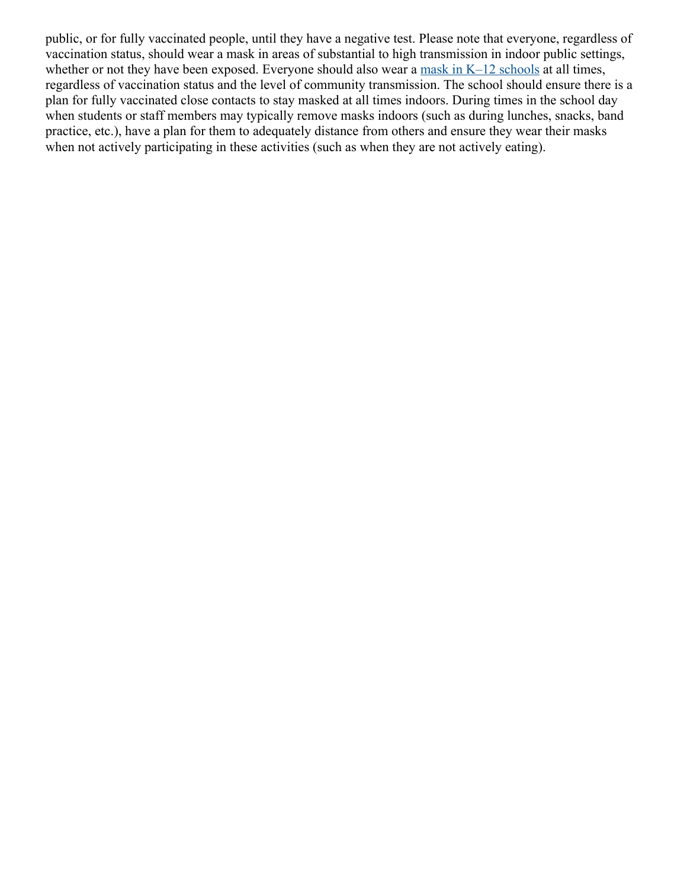public, or for fully vaccinated people, until they have a negative test. Please note that everyone, regardless of vaccination status, should wear a mask in areas of substantial to high transmission in indoor public settings, whether or not they have been exposed. Everyone should also wear a mask in K–12 schools at all times, regardless of vaccination status and the level of community transmission. The school should ensure there is a plan for fully vaccinated close contacts to stay masked at all times indoors. During times in the school day when students or staff members may typically remove masks indoors (such as during lunches, snacks, band practice, etc.), have a plan for them to adequately distance from others and ensure they wear their masks when not actively participating in these activities (such as when they are not actively eating).